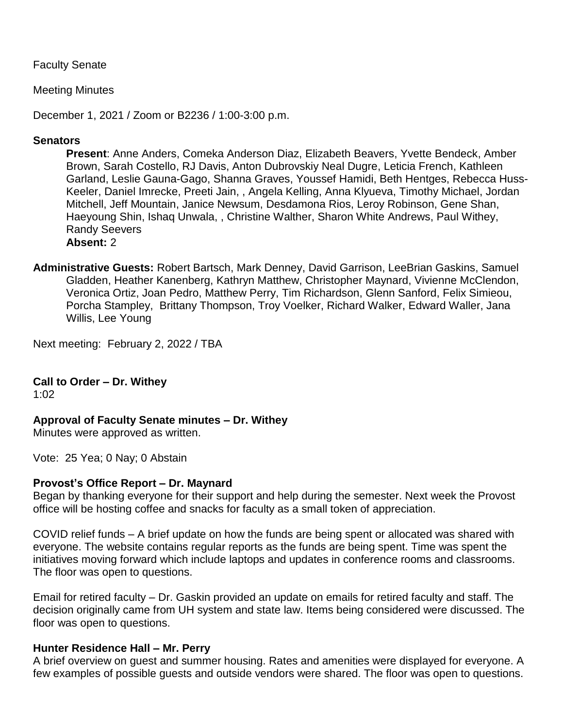Faculty Senate

Meeting Minutes

December 1, 2021 / Zoom or B2236 / 1:00-3:00 p.m.

**Senators**

**Present**: Anne Anders, Comeka Anderson Diaz, Elizabeth Beavers, Yvette Bendeck, Amber Brown, Sarah Costello, RJ Davis, Anton Dubrovskiy Neal Dugre, Leticia French, Kathleen Garland, Leslie Gauna-Gago, Shanna Graves, Youssef Hamidi, Beth Hentges, Rebecca Huss-Keeler, Daniel Imrecke, Preeti Jain, , Angela Kelling, Anna Klyueva, Timothy Michael, Jordan Mitchell, Jeff Mountain, Janice Newsum, Desdamona Rios, Leroy Robinson, Gene Shan, Haeyoung Shin, Ishaq Unwala, , Christine Walther, Sharon White Andrews, Paul Withey, Randy Seevers

**Absent:** 2

**Administrative Guests:** Robert Bartsch, Mark Denney, David Garrison, LeeBrian Gaskins, Samuel Gladden, Heather Kanenberg, Kathryn Matthew, Christopher Maynard, Vivienne McClendon, Veronica Ortiz, Joan Pedro, Matthew Perry, Tim Richardson, Glenn Sanford, Felix Simieou, Porcha Stampley, Brittany Thompson, Troy Voelker, Richard Walker, Edward Waller, Jana Willis, Lee Young

Next meeting: February 2, 2022 / TBA

**Call to Order – Dr. Withey**

1:02

**Approval of Faculty Senate minutes – Dr. Withey**

Minutes were approved as written.

Vote: 25 Yea; 0 Nay; 0 Abstain

**Provost's Office Report – Dr. Maynard**

Began by thanking everyone for their support and help during the semester. Next week the Provost office will be hosting coffee and snacks for faculty as a small token of appreciation.

COVID relief funds – A brief update on how the funds are being spent or allocated was shared with everyone. The website contains regular reports as the funds are being spent. Time was spent the initiatives moving forward which include laptops and updates in conference rooms and classrooms. The floor was open to questions.

Email for retired faculty – Dr. Gaskin provided an update on emails for retired faculty and staff. The decision originally came from UH system and state law. Items being considered were discussed. The floor was open to questions.

**Hunter Residence Hall – Mr. Perry**

A brief overview on guest and summer housing. Rates and amenities were displayed for everyone. A few examples of possible guests and outside vendors were shared. The floor was open to questions.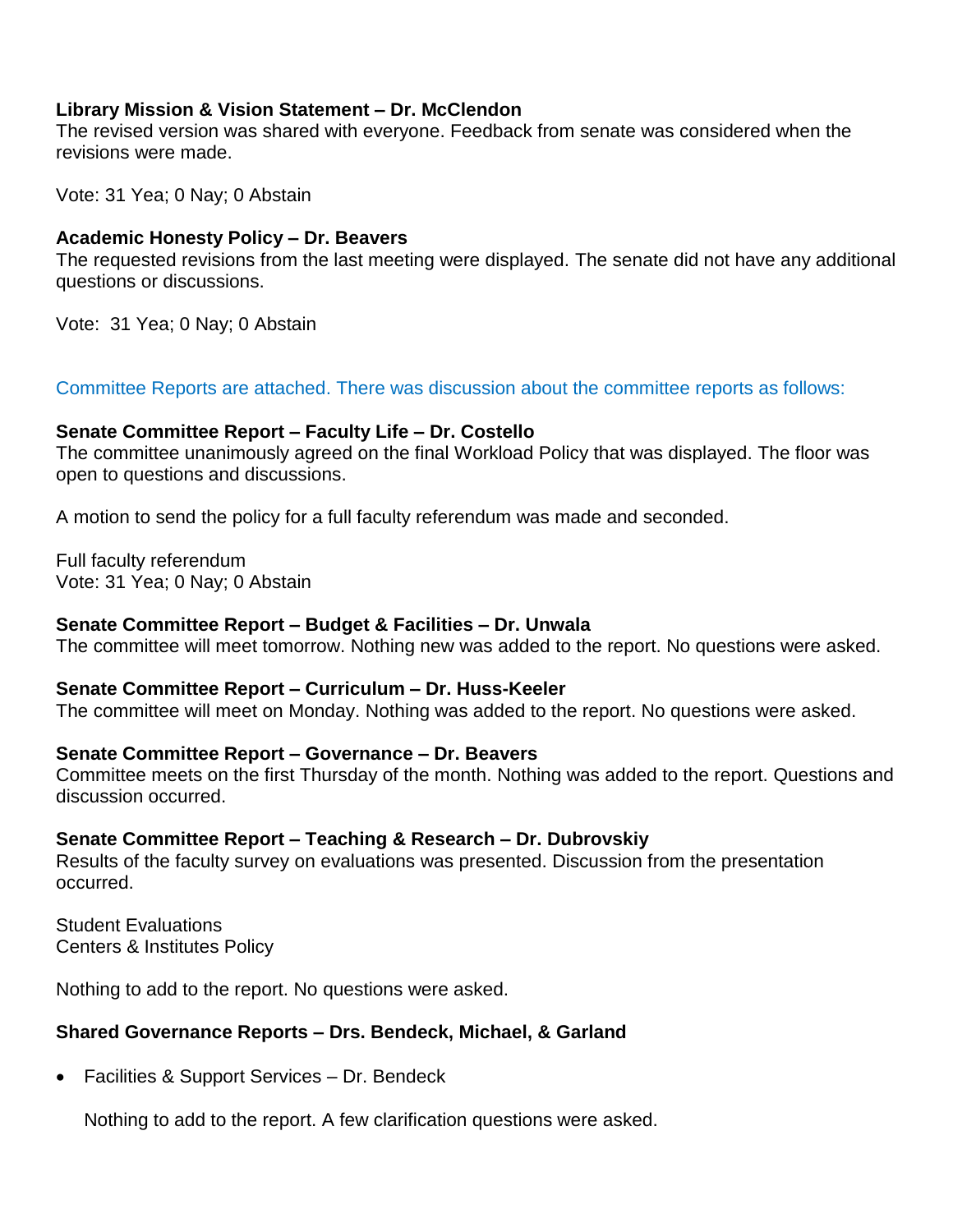**Library Mission & Vision Statement – Dr. McClendon**
The revised version was shared with everyone. Feedback from senate was considered when the revisions were made.

Vote: 31 Yea; 0 Nay; 0 Abstain

**Academic Honesty Policy – Dr. Beavers**
The requested revisions from the last meeting were displayed. The senate did not have any additional questions or discussions.

Vote: 31 Yea; 0 Nay; 0 Abstain

Committee Reports are attached. There was discussion about the committee reports as follows:

**Senate Committee Report – Faculty Life – Dr. Costello**
The committee unanimously agreed on the final Workload Policy that was displayed. The floor was open to questions and discussions.

A motion to send the policy for a full faculty referendum was made and seconded.

Full faculty referendum
Vote: 31 Yea; 0 Nay; 0 Abstain

**Senate Committee Report – Budget & Facilities – Dr. Unwala**
The committee will meet tomorrow. Nothing new was added to the report. No questions were asked.

**Senate Committee Report – Curriculum – Dr. Huss-Keeler**
The committee will meet on Monday. Nothing was added to the report. No questions were asked.

**Senate Committee Report – Governance – Dr. Beavers**
Committee meets on the first Thursday of the month. Nothing was added to the report. Questions and discussion occurred.

**Senate Committee Report – Teaching & Research – Dr. Dubrovskiy**
Results of the faculty survey on evaluations was presented. Discussion from the presentation occurred.

Student Evaluations
Centers & Institutes Policy

Nothing to add to the report. No questions were asked.

**Shared Governance Reports – Drs. Bendeck, Michael, & Garland**

- Facilities & Support Services – Dr. Bendeck

  Nothing to add to the report. A few clarification questions were asked.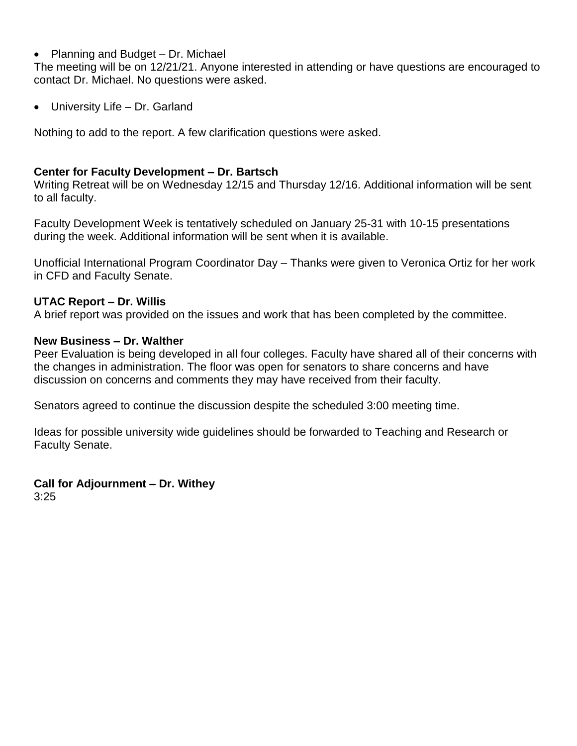- Planning and Budget – Dr. Michael

The meeting will be on 12/21/21. Anyone interested in attending or have questions are encouraged to contact Dr. Michael. No questions were asked.

- University Life – Dr. Garland

Nothing to add to the report. A few clarification questions were asked.

**Center for Faculty Development – Dr. Bartsch**

Writing Retreat will be on Wednesday 12/15 and Thursday 12/16. Additional information will be sent to all faculty.

Faculty Development Week is tentatively scheduled on January 25-31 with 10-15 presentations during the week. Additional information will be sent when it is available.

Unofficial International Program Coordinator Day – Thanks were given to Veronica Ortiz for her work in CFD and Faculty Senate.

**UTAC Report – Dr. Willis**

A brief report was provided on the issues and work that has been completed by the committee.

**New Business – Dr. Walther**

Peer Evaluation is being developed in all four colleges. Faculty have shared all of their concerns with the changes in administration. The floor was open for senators to share concerns and have discussion on concerns and comments they may have received from their faculty.

Senators agreed to continue the discussion despite the scheduled 3:00 meeting time.

Ideas for possible university wide guidelines should be forwarded to Teaching and Research or Faculty Senate.

**Call for Adjournment – Dr. Withey**

3:25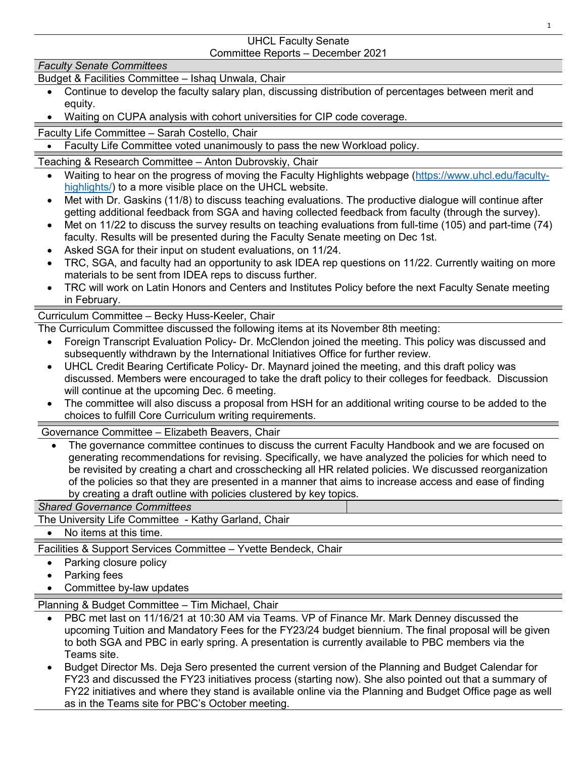# UHCL Faculty Senate
## Committee Reports – December 2021

*Faculty Senate Committees*

### Budget & Facilities Committee – Ishaq Unwala, Chair

- Continue to develop the faculty salary plan, discussing distribution of percentages between merit and equity.
- Waiting on CUPA analysis with cohort universities for CIP code coverage.

### Faculty Life Committee – Sarah Costello, Chair

- Faculty Life Committee voted unanimously to pass the new Workload policy.

### Teaching & Research Committee – Anton Dubrovskiy, Chair

- Waiting to hear on the progress of moving the Faculty Highlights webpage (https://www.uhcl.edu/faculty-highlights/) to a more visible place on the UHCL website.
- Met with Dr. Gaskins (11/8) to discuss teaching evaluations. The productive dialogue will continue after getting additional feedback from SGA and having collected feedback from faculty (through the survey).
- Met on 11/22 to discuss the survey results on teaching evaluations from full-time (105) and part-time (74) faculty. Results will be presented during the Faculty Senate meeting on Dec 1st.
- Asked SGA for their input on student evaluations, on 11/24.
- TRC, SGA, and faculty had an opportunity to ask IDEA rep questions on 11/22. Currently waiting on more materials to be sent from IDEA reps to discuss further.
- TRC will work on Latin Honors and Centers and Institutes Policy before the next Faculty Senate meeting in February.

### Curriculum Committee – Becky Huss-Keeler, Chair

The Curriculum Committee discussed the following items at its November 8th meeting:

- Foreign Transcript Evaluation Policy- Dr. McClendon joined the meeting. This policy was discussed and subsequently withdrawn by the International Initiatives Office for further review.
- UHCL Credit Bearing Certificate Policy- Dr. Maynard joined the meeting, and this draft policy was discussed. Members were encouraged to take the draft policy to their colleges for feedback. Discussion will continue at the upcoming Dec. 6 meeting.
- The committee will also discuss a proposal from HSH for an additional writing course to be added to the choices to fulfill Core Curriculum writing requirements.

### Governance Committee – Elizabeth Beavers, Chair

- The governance committee continues to discuss the current Faculty Handbook and we are focused on generating recommendations for revising. Specifically, we have analyzed the policies for which need to be revisited by creating a chart and crosschecking all HR related policies. We discussed reorganization of the policies so that they are presented in a manner that aims to increase access and ease of finding by creating a draft outline with policies clustered by key topics.

*Shared Governance Committees*

### The University Life Committee - Kathy Garland, Chair

- No items at this time.

### Facilities & Support Services Committee – Yvette Bendeck, Chair

- Parking closure policy
- Parking fees
- Committee by-law updates

### Planning & Budget Committee – Tim Michael, Chair

- PBC met last on 11/16/21 at 10:30 AM via Teams. VP of Finance Mr. Mark Denney discussed the upcoming Tuition and Mandatory Fees for the FY23/24 budget biennium. The final proposal will be given to both SGA and PBC in early spring. A presentation is currently available to PBC members via the Teams site.
- Budget Director Ms. Deja Sero presented the current version of the Planning and Budget Calendar for FY23 and discussed the FY23 initiatives process (starting now). She also pointed out that a summary of FY22 initiatives and where they stand is available online via the Planning and Budget Office page as well as in the Teams site for PBC's October meeting.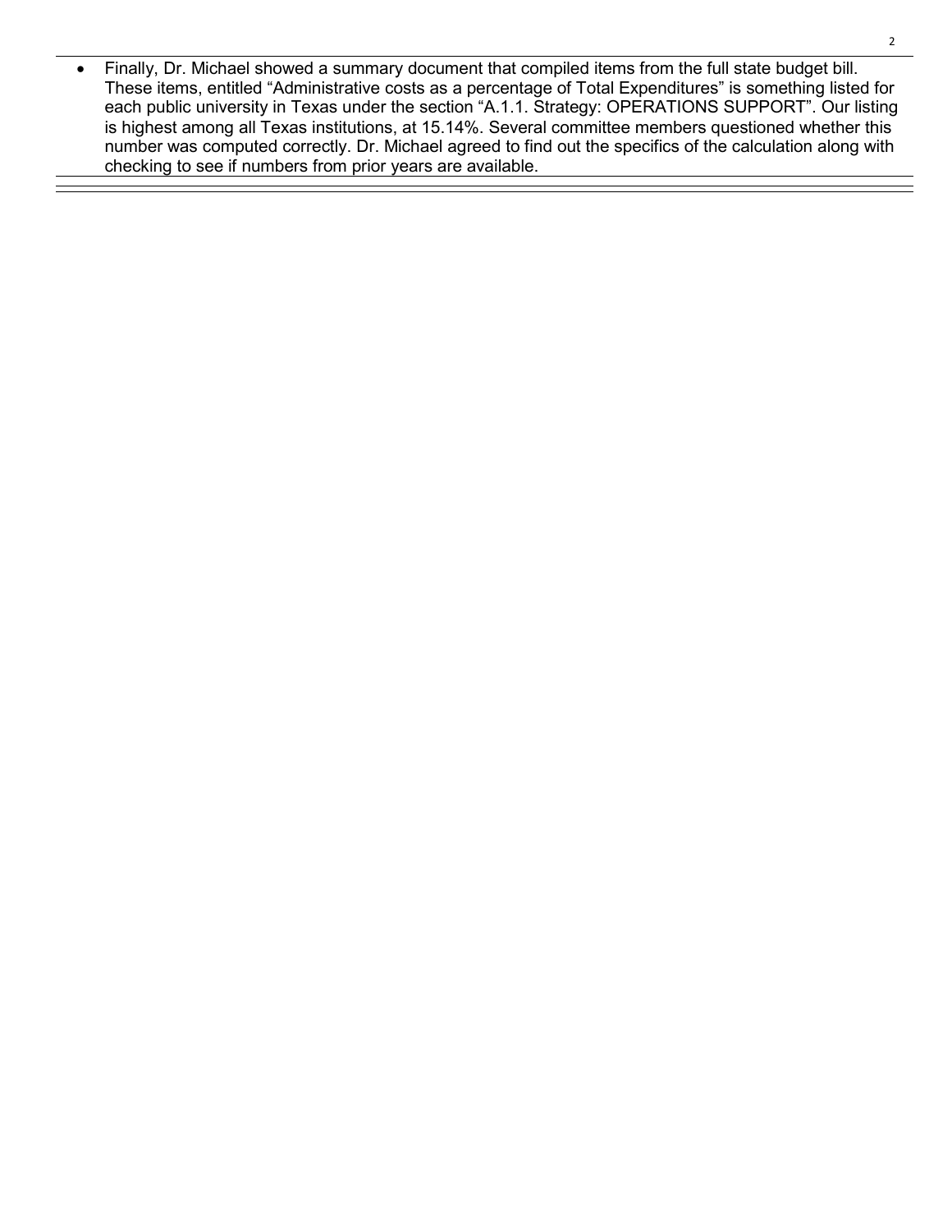- Finally, Dr. Michael showed a summary document that compiled items from the full state budget bill. These items, entitled “Administrative costs as a percentage of Total Expenditures” is something listed for each public university in Texas under the section “A.1.1. Strategy: OPERATIONS SUPPORT”. Our listing is highest among all Texas institutions, at 15.14%. Several committee members questioned whether this number was computed correctly. Dr. Michael agreed to find out the specifics of the calculation along with checking to see if numbers from prior years are available.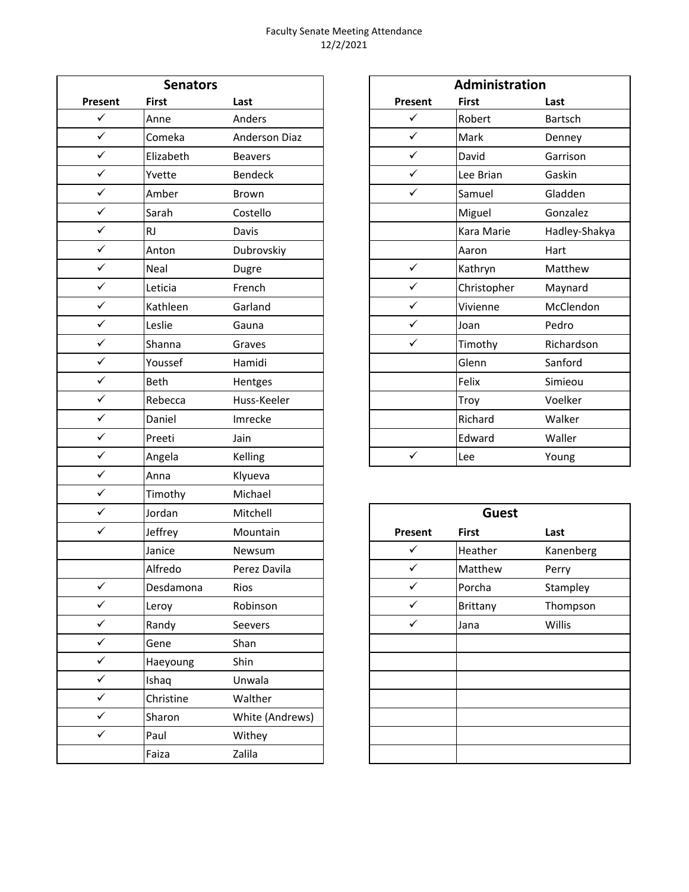Faculty Senate Meeting Attendance
12/2/2021

## Senators

| Present | First | Last |
|---|---|---|
| ✓ | Anne | Anders |
| ✓ | Comeka | Anderson Diaz |
| ✓ | Elizabeth | Beavers |
| ✓ | Yvette | Bendeck |
| ✓ | Amber | Brown |
| ✓ | Sarah | Costello |
| ✓ | RJ | Davis |
| ✓ | Anton | Dubrovskiy |
| ✓ | Neal | Dugre |
| ✓ | Leticia | French |
| ✓ | Kathleen | Garland |
| ✓ | Leslie | Gauna |
| ✓ | Shanna | Graves |
| ✓ | Youssef | Hamidi |
| ✓ | Beth | Hentges |
| ✓ | Rebecca | Huss-Keeler |
| ✓ | Daniel | Imrecke |
| ✓ | Preeti | Jain |
| ✓ | Angela | Kelling |
| ✓ | Anna | Klyueva |
| ✓ | Timothy | Michael |
| ✓ | Jordan | Mitchell |
| ✓ | Jeffrey | Mountain |
| | Janice | Newsum |
| | Alfredo | Perez Davila |
| ✓ | Desdamona | Rios |
| ✓ | Leroy | Robinson |
| ✓ | Randy | Seevers |
| ✓ | Gene | Shan |
| ✓ | Haeyoung | Shin |
| ✓ | Ishaq | Unwala |
| ✓ | Christine | Walther |
| ✓ | Sharon | White (Andrews) |
| ✓ | Paul | Withey |
| | Faiza | Zalila |

## Administration

| Present | First | Last |
|---|---|---|
| ✓ | Robert | Bartsch |
| ✓ | Mark | Denney |
| ✓ | David | Garrison |
| ✓ | Lee Brian | Gaskin |
| ✓ | Samuel | Gladden |
| | Miguel | Gonzalez |
| | Kara Marie | Hadley-Shakya |
| | Aaron | Hart |
| ✓ | Kathryn | Matthew |
| ✓ | Christopher | Maynard |
| ✓ | Vivienne | McClendon |
| ✓ | Joan | Pedro |
| ✓ | Timothy | Richardson |
| | Glenn | Sanford |
| | Felix | Simieou |
| | Troy | Voelker |
| | Richard | Walker |
| | Edward | Waller |
| ✓ | Lee | Young |

## Guest

| Present | First | Last |
|---|---|---|
| ✓ | Heather | Kanenberg |
| ✓ | Matthew | Perry |
| ✓ | Porcha | Stampley |
| ✓ | Brittany | Thompson |
| ✓ | Jana | Willis |